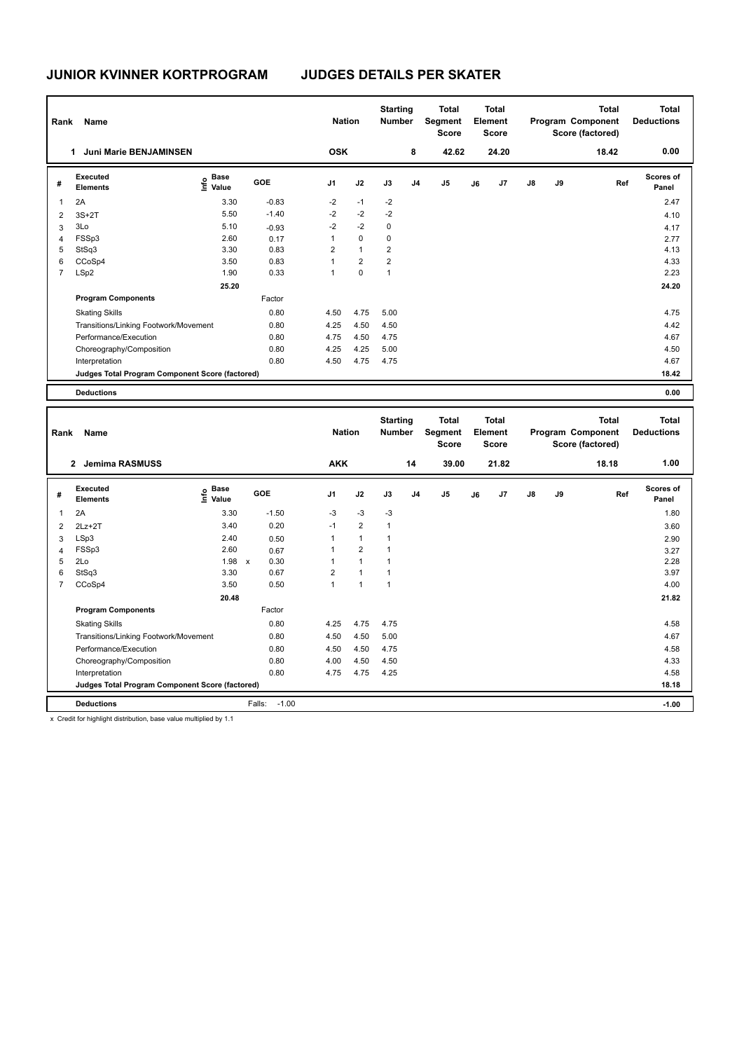# JUNIOR KVINNER KORTPROGRAM JUDGES DETAILS PER SKATER

| Rank | Name | Nation | Starting Number | Total Segment Score | Total Element Score | Total Program Component Score (factored) | Total Deductions |
|---|---|---|---|---|---|---|---|
| 1 | Juni Marie BENJAMINSEN | OSK | 8 | 42.62 | 24.20 | 18.42 | 0.00 |

| # | Executed Elements | Info | Base Value | GOE | J1 | J2 | J3 | J4 | J5 | J6 | J7 | J8 | J9 | Ref | Scores of Panel |
|---|---|---|---|---|---|---|---|---|---|---|---|---|---|---|---|
| 1 | 2A | | 3.30 | -0.83 | -2 | -1 | -2 | | | | | | | | 2.47 |
| 2 | 3S+2T | | 5.50 | -1.40 | -2 | -2 | -2 | | | | | | | | 4.10 |
| 3 | 3Lo | | 5.10 | -0.93 | -2 | -2 | 0 | | | | | | | | 4.17 |
| 4 | FSSp3 | | 2.60 | 0.17 | 1 | 0 | 0 | | | | | | | | 2.77 |
| 5 | StSq3 | | 3.30 | 0.83 | 2 | 1 | 2 | | | | | | | | 4.13 |
| 6 | CCoSp4 | | 3.50 | 0.83 | 1 | 2 | 2 | | | | | | | | 4.33 |
| 7 | LSp2 | | 1.90 | 0.33 | 1 | 0 | 1 | | | | | | | | 2.23 |
| | | | 25.20 | | | | | | | | | | | | 24.20 |
| | **Program Components** | | | Factor | | | | | | | | | | | |
| | Skating Skills | | | 0.80 | 4.50 | 4.75 | 5.00 | | | | | | | | 4.75 |
| | Transitions/Linking Footwork/Movement | | | 0.80 | 4.25 | 4.50 | 4.50 | | | | | | | | 4.42 |
| | Performance/Execution | | | 0.80 | 4.75 | 4.50 | 4.75 | | | | | | | | 4.67 |
| | Choreography/Composition | | | 0.80 | 4.25 | 4.25 | 5.00 | | | | | | | | 4.50 |
| | Interpretation | | | 0.80 | 4.50 | 4.75 | 4.75 | | | | | | | | 4.67 |
| | **Judges Total Program Component Score (factored)** | | | | | | | | | | | | | | 18.42 |
| | **Deductions** | | | | | | | | | | | | | | 0.00 |

| Rank | Name | Nation | Starting Number | Total Segment Score | Total Element Score | Total Program Component Score (factored) | Total Deductions |
|---|---|---|---|---|---|---|---|
| 2 | Jemima RASMUSS | AKK | 14 | 39.00 | 21.82 | 18.18 | 1.00 |

| # | Executed Elements | Info | Base Value | GOE | J1 | J2 | J3 | J4 | J5 | J6 | J7 | J8 | J9 | Ref | Scores of Panel |
|---|---|---|---|---|---|---|---|---|---|---|---|---|---|---|---|
| 1 | 2A | | 3.30 | -1.50 | -3 | -3 | -3 | | | | | | | | 1.80 |
| 2 | 2Lz+2T | | 3.40 | 0.20 | -1 | 2 | 1 | | | | | | | | 3.60 |
| 3 | LSp3 | | 2.40 | 0.50 | 1 | 1 | 1 | | | | | | | | 2.90 |
| 4 | FSSp3 | | 2.60 | 0.67 | 1 | 2 | 1 | | | | | | | | 3.27 |
| 5 | 2Lo | | 1.98 x | 0.30 | 1 | 1 | 1 | | | | | | | | 2.28 |
| 6 | StSq3 | | 3.30 | 0.67 | 2 | 1 | 1 | | | | | | | | 3.97 |
| 7 | CCoSp4 | | 3.50 | 0.50 | 1 | 1 | 1 | | | | | | | | 4.00 |
| | | | 20.48 | | | | | | | | | | | | 21.82 |
| | **Program Components** | | | Factor | | | | | | | | | | | |
| | Skating Skills | | | 0.80 | 4.25 | 4.75 | 4.75 | | | | | | | | 4.58 |
| | Transitions/Linking Footwork/Movement | | | 0.80 | 4.50 | 4.50 | 5.00 | | | | | | | | 4.67 |
| | Performance/Execution | | | 0.80 | 4.50 | 4.50 | 4.75 | | | | | | | | 4.58 |
| | Choreography/Composition | | | 0.80 | 4.00 | 4.50 | 4.50 | | | | | | | | 4.33 |
| | Interpretation | | | 0.80 | 4.75 | 4.75 | 4.25 | | | | | | | | 4.58 |
| | **Judges Total Program Component Score (factored)** | | | | | | | | | | | | | | 18.18 |
| | **Deductions** | | | Falls: -1.00 | | | | | | | | | | | -1.00 |

x Credit for highlight distribution, base value multiplied by 1.1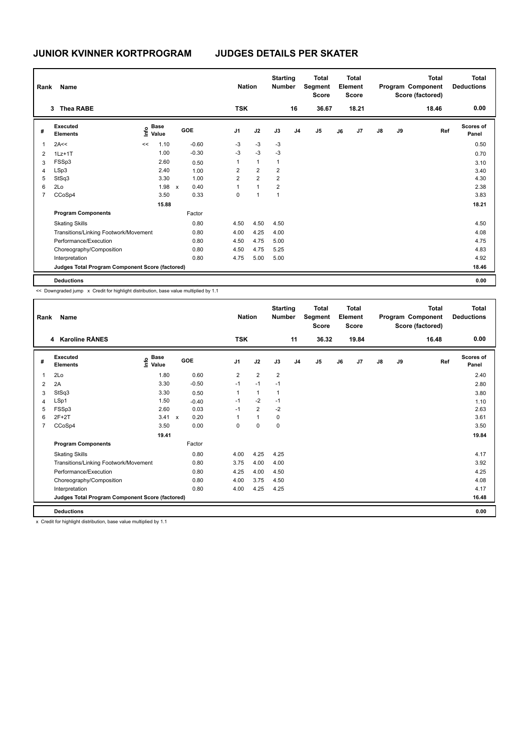# JUNIOR KVINNER KORTPROGRAM JUDGES DETAILS PER SKATER

| Rank | Name | Nation | Starting Number | Total Segment Score | Total Element Score | Total Program Component Score (factored) | Total Deductions |
|---|---|---|---|---|---|---|---|
| 3 | Thea RABE | TSK | 16 | 36.67 | 18.21 | 18.46 | 0.00 |

| # | Executed Elements | Info | Base Value | | GOE | J1 | J2 | J3 | J4 | J5 | J6 | J7 | J8 | J9 | Ref | Scores of Panel |
|---|---|---|---|---|---|---|---|---|---|---|---|---|---|---|---|---|
| 1 | 2A<< | << | 1.10 | | -0.60 | -3 | -3 | -3 | | | | | | | | 0.50 |
| 2 | 1Lz+1T | | 1.00 | | -0.30 | -3 | -3 | -3 | | | | | | | | 0.70 |
| 3 | FSSp3 | | 2.60 | | 0.50 | 1 | 1 | 1 | | | | | | | | 3.10 |
| 4 | LSp3 | | 2.40 | | 1.00 | 2 | 2 | 2 | | | | | | | | 3.40 |
| 5 | StSq3 | | 3.30 | | 1.00 | 2 | 2 | 2 | | | | | | | | 4.30 |
| 6 | 2Lo | | 1.98 | x | 0.40 | 1 | 1 | 2 | | | | | | | | 2.38 |
| 7 | CCoSp4 | | 3.50 | | 0.33 | 0 | 1 | 1 | | | | | | | | 3.83 |
| | | | 15.88 | | | | | | | | | | | | | 18.21 |
| | **Program Components** | | | | Factor | | | | | | | | | | | |
| | Skating Skills | | | | 0.80 | 4.50 | 4.50 | 4.50 | | | | | | | | 4.50 |
| | Transitions/Linking Footwork/Movement | | | | 0.80 | 4.00 | 4.25 | 4.00 | | | | | | | | 4.08 |
| | Performance/Execution | | | | 0.80 | 4.50 | 4.75 | 5.00 | | | | | | | | 4.75 |
| | Choreography/Composition | | | | 0.80 | 4.50 | 4.75 | 5.25 | | | | | | | | 4.83 |
| | Interpretation | | | | 0.80 | 4.75 | 5.00 | 5.00 | | | | | | | | 4.92 |
| | **Judges Total Program Component Score (factored)** | | | | | | | | | | | | | | | 18.46 |
| | **Deductions** | | | | | | | | | | | | | | | 0.00 |

<< Downgraded jump x Credit for highlight distribution, base value multiplied by 1.1

| Rank | Name | Nation | Starting Number | Total Segment Score | Total Element Score | Total Program Component Score (factored) | Total Deductions |
|---|---|---|---|---|---|---|---|
| 4 | Karoline RÅNES | TSK | 11 | 36.32 | 19.84 | 16.48 | 0.00 |

| # | Executed Elements | Info | Base Value | | GOE | J1 | J2 | J3 | J4 | J5 | J6 | J7 | J8 | J9 | Ref | Scores of Panel |
|---|---|---|---|---|---|---|---|---|---|---|---|---|---|---|---|---|
| 1 | 2Lo | | 1.80 | | 0.60 | 2 | 2 | 2 | | | | | | | | 2.40 |
| 2 | 2A | | 3.30 | | -0.50 | -1 | -1 | -1 | | | | | | | | 2.80 |
| 3 | StSq3 | | 3.30 | | 0.50 | 1 | 1 | 1 | | | | | | | | 3.80 |
| 4 | LSp1 | | 1.50 | | -0.40 | -1 | -2 | -1 | | | | | | | | 1.10 |
| 5 | FSSp3 | | 2.60 | | 0.03 | -1 | 2 | -2 | | | | | | | | 2.63 |
| 6 | 2F+2T | | 3.41 | x | 0.20 | 1 | 1 | 0 | | | | | | | | 3.61 |
| 7 | CCoSp4 | | 3.50 | | 0.00 | 0 | 0 | 0 | | | | | | | | 3.50 |
| | | | 19.41 | | | | | | | | | | | | | 19.84 |
| | **Program Components** | | | | Factor | | | | | | | | | | | |
| | Skating Skills | | | | 0.80 | 4.00 | 4.25 | 4.25 | | | | | | | | 4.17 |
| | Transitions/Linking Footwork/Movement | | | | 0.80 | 3.75 | 4.00 | 4.00 | | | | | | | | 3.92 |
| | Performance/Execution | | | | 0.80 | 4.25 | 4.00 | 4.50 | | | | | | | | 4.25 |
| | Choreography/Composition | | | | 0.80 | 4.00 | 3.75 | 4.50 | | | | | | | | 4.08 |
| | Interpretation | | | | 0.80 | 4.00 | 4.25 | 4.25 | | | | | | | | 4.17 |
| | **Judges Total Program Component Score (factored)** | | | | | | | | | | | | | | | 16.48 |
| | **Deductions** | | | | | | | | | | | | | | | 0.00 |

x Credit for highlight distribution, base value multiplied by 1.1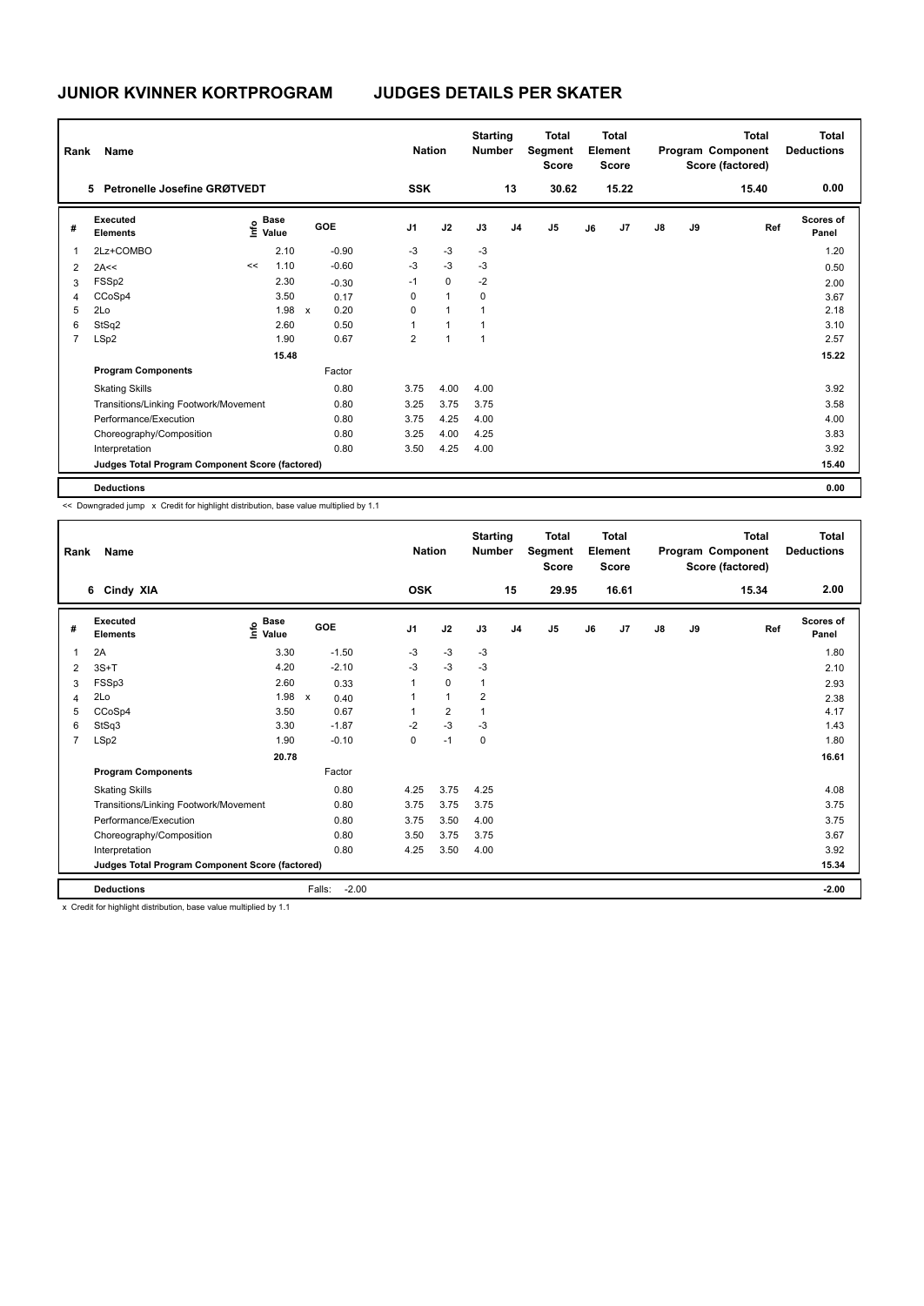# JUNIOR KVINNER KORTPROGRAM    JUDGES DETAILS PER SKATER

| Rank | Name | Nation | Starting Number | Total Segment Score | Total Element Score | Total Program Component Score (factored) | Total Deductions |
|---|---|---|---|---|---|---|---|
| 5 | Petronelle Josefine GRØTVEDT | SSK | 13 | 30.62 | 15.22 | 15.40 | 0.00 |

| # | Executed Elements | Info | Base Value | | GOE | J1 | J2 | J3 | J4 | J5 | J6 | J7 | J8 | J9 | Ref | Scores of Panel |
|---|---|---|---|---|---|---|---|---|---|---|---|---|---|---|---|---|
| 1 | 2Lz+COMBO | | 2.10 | | -0.90 | -3 | -3 | -3 | | | | | | | | 1.20 |
| 2 | 2A<< | << | 1.10 | | -0.60 | -3 | -3 | -3 | | | | | | | | 0.50 |
| 3 | FSSp2 | | 2.30 | | -0.30 | -1 | 0 | -2 | | | | | | | | 2.00 |
| 4 | CCoSp4 | | 3.50 | | 0.17 | 0 | 1 | 0 | | | | | | | | 3.67 |
| 5 | 2Lo | | 1.98 | x | 0.20 | 0 | 1 | 1 | | | | | | | | 2.18 |
| 6 | StSq2 | | 2.60 | | 0.50 | 1 | 1 | 1 | | | | | | | | 3.10 |
| 7 | LSp2 | | 1.90 | | 0.67 | 2 | 1 | 1 | | | | | | | | 2.57 |
| | | | 15.48 | | | | | | | | | | | | | 15.22 |
| | **Program Components** | | | | Factor | | | | | | | | | | | |
| | Skating Skills | | | | 0.80 | 3.75 | 4.00 | 4.00 | | | | | | | | 3.92 |
| | Transitions/Linking Footwork/Movement | | | | 0.80 | 3.25 | 3.75 | 3.75 | | | | | | | | 3.58 |
| | Performance/Execution | | | | 0.80 | 3.75 | 4.25 | 4.00 | | | | | | | | 4.00 |
| | Choreography/Composition | | | | 0.80 | 3.25 | 4.00 | 4.25 | | | | | | | | 3.83 |
| | Interpretation | | | | 0.80 | 3.50 | 4.25 | 4.00 | | | | | | | | 3.92 |
| | **Judges Total Program Component Score (factored)** | | | | | | | | | | | | | | | 15.40 |
| | **Deductions** | | | | | | | | | | | | | | | 0.00 |

<< Downgraded jump   x Credit for highlight distribution, base value multiplied by 1.1

| Rank | Name | Nation | Starting Number | Total Segment Score | Total Element Score | Total Program Component Score (factored) | Total Deductions |
|---|---|---|---|---|---|---|---|
| 6 | Cindy XIA | OSK | 15 | 29.95 | 16.61 | 15.34 | 2.00 |

| # | Executed Elements | Info | Base Value | | GOE | J1 | J2 | J3 | J4 | J5 | J6 | J7 | J8 | J9 | Ref | Scores of Panel |
|---|---|---|---|---|---|---|---|---|---|---|---|---|---|---|---|---|
| 1 | 2A | | 3.30 | | -1.50 | -3 | -3 | -3 | | | | | | | | 1.80 |
| 2 | 3S+T | | 4.20 | | -2.10 | -3 | -3 | -3 | | | | | | | | 2.10 |
| 3 | FSSp3 | | 2.60 | | 0.33 | 1 | 0 | 1 | | | | | | | | 2.93 |
| 4 | 2Lo | | 1.98 | x | 0.40 | 1 | 1 | 2 | | | | | | | | 2.38 |
| 5 | CCoSp4 | | 3.50 | | 0.67 | 1 | 2 | 1 | | | | | | | | 4.17 |
| 6 | StSq3 | | 3.30 | | -1.87 | -2 | -3 | -3 | | | | | | | | 1.43 |
| 7 | LSp2 | | 1.90 | | -0.10 | 0 | -1 | 0 | | | | | | | | 1.80 |
| | | | 20.78 | | | | | | | | | | | | | 16.61 |
| | **Program Components** | | | | Factor | | | | | | | | | | | |
| | Skating Skills | | | | 0.80 | 4.25 | 3.75 | 4.25 | | | | | | | | 4.08 |
| | Transitions/Linking Footwork/Movement | | | | 0.80 | 3.75 | 3.75 | 3.75 | | | | | | | | 3.75 |
| | Performance/Execution | | | | 0.80 | 3.75 | 3.50 | 4.00 | | | | | | | | 3.75 |
| | Choreography/Composition | | | | 0.80 | 3.50 | 3.75 | 3.75 | | | | | | | | 3.67 |
| | Interpretation | | | | 0.80 | 4.25 | 3.50 | 4.00 | | | | | | | | 3.92 |
| | **Judges Total Program Component Score (factored)** | | | | | | | | | | | | | | | 15.34 |
| | **Deductions** | | | Falls: | -2.00 | | | | | | | | | | | -2.00 |

x Credit for highlight distribution, base value multiplied by 1.1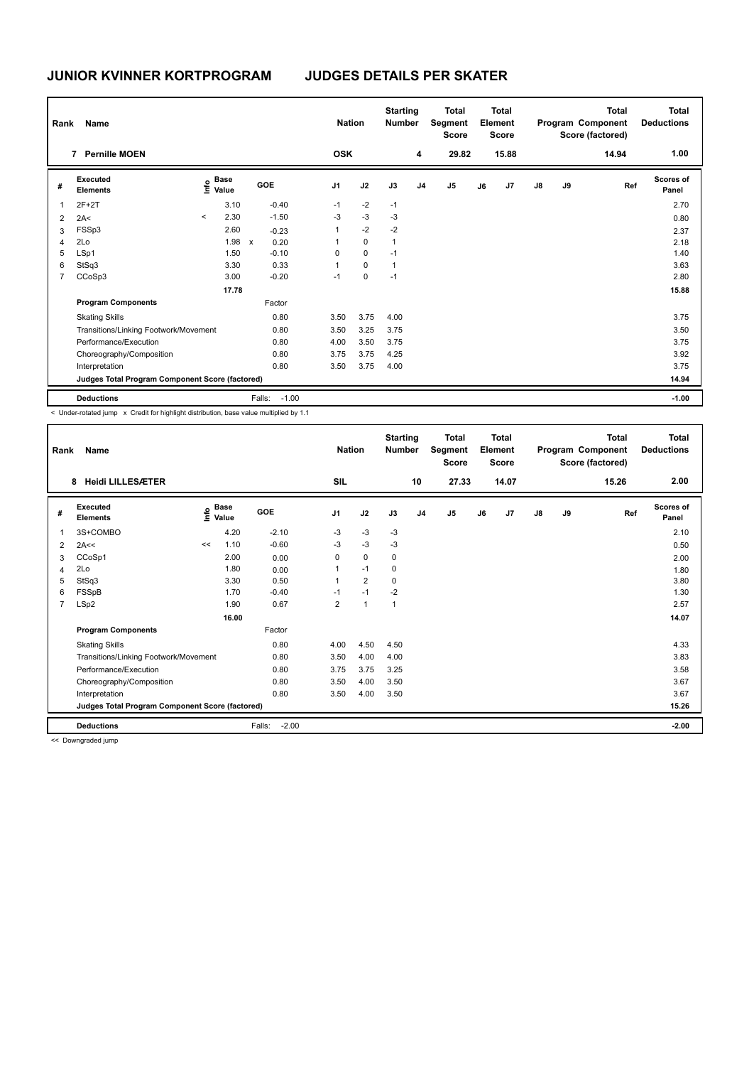# JUNIOR KVINNER KORTPROGRAM    JUDGES DETAILS PER SKATER

| Rank | Name | Nation | Starting Number | Total Segment Score | Total Element Score | Total Program Component Score (factored) | Total Deductions |
|---|---|---|---|---|---|---|---|
| 7 | Pernille MOEN | OSK | 4 | 29.82 | 15.88 | 14.94 | 1.00 |

| # | Executed Elements | Info | Base Value | | GOE | J1 | J2 | J3 | J4 | J5 | J6 | J7 | J8 | J9 | Ref | Scores of Panel |
|---|---|---|---|---|---|---|---|---|---|---|---|---|---|---|---|---|
| 1 | 2F+2T | | 3.10 | | -0.40 | -1 | -2 | -1 | | | | | | | | 2.70 |
| 2 | 2A< | < | 2.30 | | -1.50 | -3 | -3 | -3 | | | | | | | | 0.80 |
| 3 | FSSp3 | | 2.60 | | -0.23 | 1 | -2 | -2 | | | | | | | | 2.37 |
| 4 | 2Lo | | 1.98 | x | 0.20 | 1 | 0 | 1 | | | | | | | | 2.18 |
| 5 | LSp1 | | 1.50 | | -0.10 | 0 | 0 | -1 | | | | | | | | 1.40 |
| 6 | StSq3 | | 3.30 | | 0.33 | 1 | 0 | 1 | | | | | | | | 3.63 |
| 7 | CCoSp3 | | 3.00 | | -0.20 | -1 | 0 | -1 | | | | | | | | 2.80 |
| | | | 17.78 | | | | | | | | | | | | | 15.88 |
| | **Program Components** | | | | Factor | | | | | | | | | | | |
| | Skating Skills | | | | 0.80 | 3.50 | 3.75 | 4.00 | | | | | | | | 3.75 |
| | Transitions/Linking Footwork/Movement | | | | 0.80 | 3.50 | 3.25 | 3.75 | | | | | | | | 3.50 |
| | Performance/Execution | | | | 0.80 | 4.00 | 3.50 | 3.75 | | | | | | | | 3.75 |
| | Choreography/Composition | | | | 0.80 | 3.75 | 3.75 | 4.25 | | | | | | | | 3.92 |
| | Interpretation | | | | 0.80 | 3.50 | 3.75 | 4.00 | | | | | | | | 3.75 |
| | **Judges Total Program Component Score (factored)** | | | | | | | | | | | | | | | 14.94 |
| | **Deductions** | | | | Falls: -1.00 | | | | | | | | | | | -1.00 |

< Under-rotated jump x Credit for highlight distribution, base value multiplied by 1.1

| Rank | Name | Nation | Starting Number | Total Segment Score | Total Element Score | Total Program Component Score (factored) | Total Deductions |
|---|---|---|---|---|---|---|---|
| 8 | Heidi LILLESÆTER | SIL | 10 | 27.33 | 14.07 | 15.26 | 2.00 |

| # | Executed Elements | Info | Base Value | GOE | J1 | J2 | J3 | J4 | J5 | J6 | J7 | J8 | J9 | Ref | Scores of Panel |
|---|---|---|---|---|---|---|---|---|---|---|---|---|---|---|---|
| 1 | 3S+COMBO | | 4.20 | -2.10 | -3 | -3 | -3 | | | | | | | | 2.10 |
| 2 | 2A<< | << | 1.10 | -0.60 | -3 | -3 | -3 | | | | | | | | 0.50 |
| 3 | CCoSp1 | | 2.00 | 0.00 | 0 | 0 | 0 | | | | | | | | 2.00 |
| 4 | 2Lo | | 1.80 | 0.00 | 1 | -1 | 0 | | | | | | | | 1.80 |
| 5 | StSq3 | | 3.30 | 0.50 | 1 | 2 | 0 | | | | | | | | 3.80 |
| 6 | FSSpB | | 1.70 | -0.40 | -1 | -1 | -2 | | | | | | | | 1.30 |
| 7 | LSp2 | | 1.90 | 0.67 | 2 | 1 | 1 | | | | | | | | 2.57 |
| | | | 16.00 | | | | | | | | | | | | 14.07 |
| | **Program Components** | | | Factor | | | | | | | | | | | |
| | Skating Skills | | | 0.80 | 4.00 | 4.50 | 4.50 | | | | | | | | 4.33 |
| | Transitions/Linking Footwork/Movement | | | 0.80 | 3.50 | 4.00 | 4.00 | | | | | | | | 3.83 |
| | Performance/Execution | | | 0.80 | 3.75 | 3.75 | 3.25 | | | | | | | | 3.58 |
| | Choreography/Composition | | | 0.80 | 3.50 | 4.00 | 3.50 | | | | | | | | 3.67 |
| | Interpretation | | | 0.80 | 3.50 | 4.00 | 3.50 | | | | | | | | 3.67 |
| | **Judges Total Program Component Score (factored)** | | | | | | | | | | | | | | 15.26 |
| | **Deductions** | | | Falls: -2.00 | | | | | | | | | | | -2.00 |

<< Downgraded jump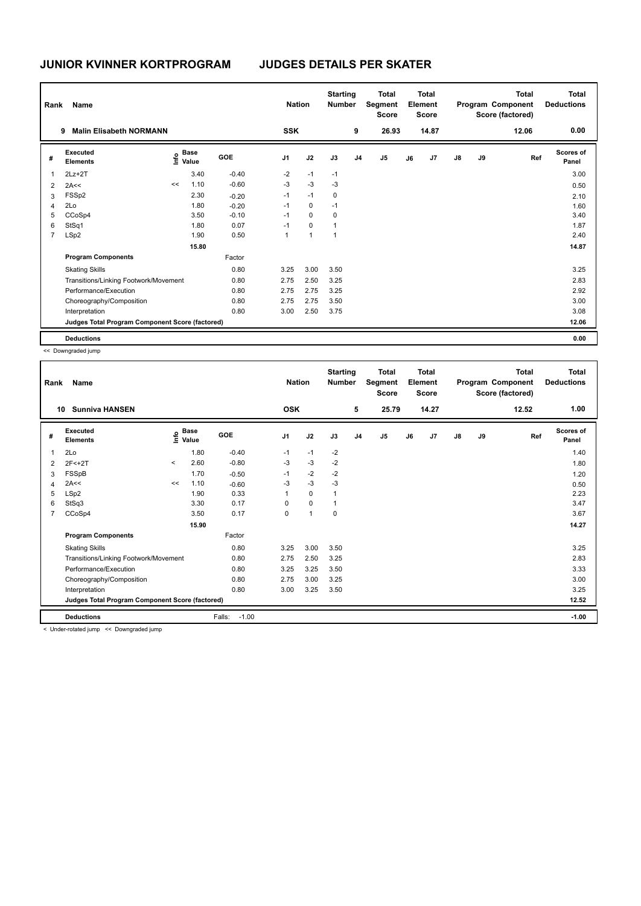# JUNIOR KVINNER KORTPROGRAM JUDGES DETAILS PER SKATER

| Rank | Name | Nation | Starting Number | Total Segment Score | Total Element Score | Total Program Component Score (factored) | Total Deductions |
|---|---|---|---|---|---|---|---|
| 9 | Malin Elisabeth NORMANN | SSK | 9 | 26.93 | 14.87 | 12.06 | 0.00 |

| # | Executed Elements | Info | Base Value | GOE | J1 | J2 | J3 | J4 | J5 | J6 | J7 | J8 | J9 | Ref | Scores of Panel |
|---|---|---|---|---|---|---|---|---|---|---|---|---|---|---|---|
| 1 | 2Lz+2T | | 3.40 | -0.40 | -2 | -1 | -1 | | | | | | | | 3.00 |
| 2 | 2A<< | << | 1.10 | -0.60 | -3 | -3 | -3 | | | | | | | | 0.50 |
| 3 | FSSp2 | | 2.30 | -0.20 | -1 | -1 | 0 | | | | | | | | 2.10 |
| 4 | 2Lo | | 1.80 | -0.20 | -1 | 0 | -1 | | | | | | | | 1.60 |
| 5 | CCoSp4 | | 3.50 | -0.10 | -1 | 0 | 0 | | | | | | | | 3.40 |
| 6 | StSq1 | | 1.80 | 0.07 | -1 | 0 | 1 | | | | | | | | 1.87 |
| 7 | LSp2 | | 1.90 | 0.50 | 1 | 1 | 1 | | | | | | | | 2.40 |
| | | | 15.80 | | | | | | | | | | | | 14.87 |
| | **Program Components** | | | Factor | | | | | | | | | | | |
| | Skating Skills | | | 0.80 | 3.25 | 3.00 | 3.50 | | | | | | | | 3.25 |
| | Transitions/Linking Footwork/Movement | | | 0.80 | 2.75 | 2.50 | 3.25 | | | | | | | | 2.83 |
| | Performance/Execution | | | 0.80 | 2.75 | 2.75 | 3.25 | | | | | | | | 2.92 |
| | Choreography/Composition | | | 0.80 | 2.75 | 2.75 | 3.50 | | | | | | | | 3.00 |
| | Interpretation | | | 0.80 | 3.00 | 2.50 | 3.75 | | | | | | | | 3.08 |
| | **Judges Total Program Component Score (factored)** | | | | | | | | | | | | | | 12.06 |
| | **Deductions** | | | | | | | | | | | | | | 0.00 |

<< Downgraded jump

| Rank | Name | Nation | Starting Number | Total Segment Score | Total Element Score | Total Program Component Score (factored) | Total Deductions |
|---|---|---|---|---|---|---|---|
| 10 | Sunniva HANSEN | OSK | 5 | 25.79 | 14.27 | 12.52 | 1.00 |

| # | Executed Elements | Info | Base Value | GOE | J1 | J2 | J3 | J4 | J5 | J6 | J7 | J8 | J9 | Ref | Scores of Panel |
|---|---|---|---|---|---|---|---|---|---|---|---|---|---|---|---|
| 1 | 2Lo | | 1.80 | -0.40 | -1 | -1 | -2 | | | | | | | | 1.40 |
| 2 | 2F<+2T | < | 2.60 | -0.80 | -3 | -3 | -2 | | | | | | | | 1.80 |
| 3 | FSSpB | | 1.70 | -0.50 | -1 | -2 | -2 | | | | | | | | 1.20 |
| 4 | 2A<< | << | 1.10 | -0.60 | -3 | -3 | -3 | | | | | | | | 0.50 |
| 5 | LSp2 | | 1.90 | 0.33 | 1 | 0 | 1 | | | | | | | | 2.23 |
| 6 | StSq3 | | 3.30 | 0.17 | 0 | 0 | 1 | | | | | | | | 3.47 |
| 7 | CCoSp4 | | 3.50 | 0.17 | 0 | 1 | 0 | | | | | | | | 3.67 |
| | | | 15.90 | | | | | | | | | | | | 14.27 |
| | **Program Components** | | | Factor | | | | | | | | | | | |
| | Skating Skills | | | 0.80 | 3.25 | 3.00 | 3.50 | | | | | | | | 3.25 |
| | Transitions/Linking Footwork/Movement | | | 0.80 | 2.75 | 2.50 | 3.25 | | | | | | | | 2.83 |
| | Performance/Execution | | | 0.80 | 3.25 | 3.25 | 3.50 | | | | | | | | 3.33 |
| | Choreography/Composition | | | 0.80 | 2.75 | 3.00 | 3.25 | | | | | | | | 3.00 |
| | Interpretation | | | 0.80 | 3.00 | 3.25 | 3.50 | | | | | | | | 3.25 |
| | **Judges Total Program Component Score (factored)** | | | | | | | | | | | | | | 12.52 |
| | **Deductions** | | | Falls: -1.00 | | | | | | | | | | | -1.00 |

< Under-rotated jump << Downgraded jump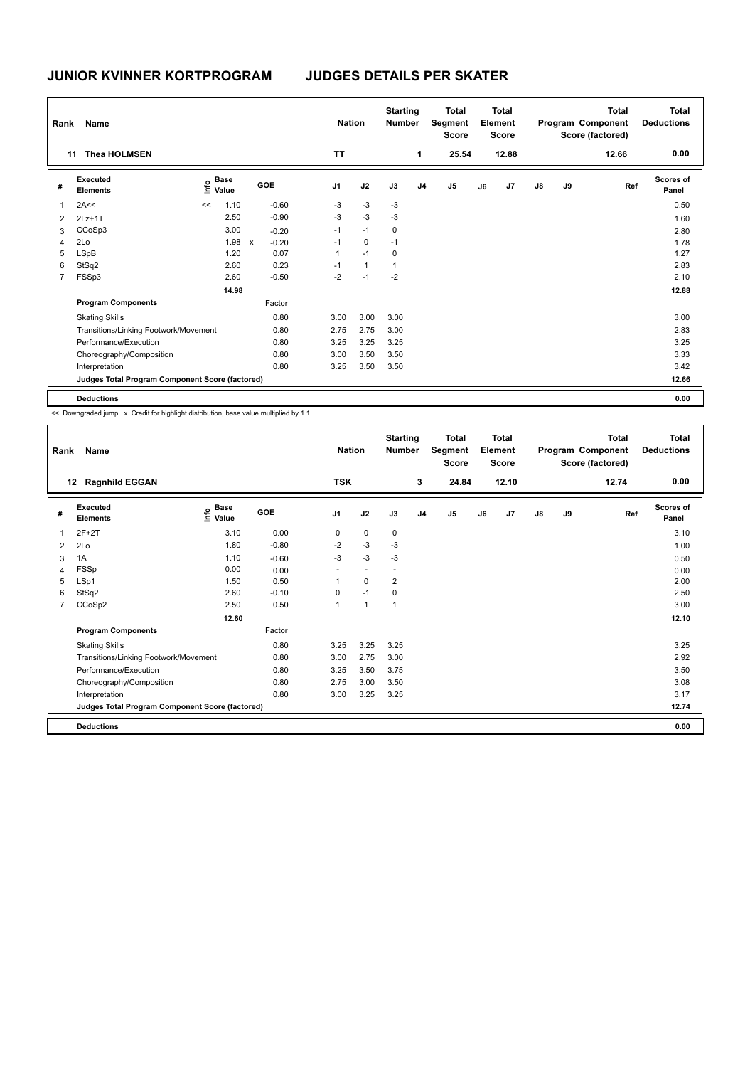# JUNIOR KVINNER KORTPROGRAM JUDGES DETAILS PER SKATER

| Rank | Name | Nation | Starting Number | Total Segment Score | Total Element Score | Total Program Component Score (factored) | Total Deductions |
|---|---|---|---|---|---|---|---|
| 11 | Thea HOLMSEN | TT | 1 | 25.54 | 12.88 | 12.66 | 0.00 |

| # | Executed Elements | Info | Base Value | | GOE | J1 | J2 | J3 | J4 | J5 | J6 | J7 | J8 | J9 | Ref | Scores of Panel |
|---|---|---|---|---|---|---|---|---|---|---|---|---|---|---|---|---|
| 1 | 2A<< | << | 1.10 | | -0.60 | -3 | -3 | -3 | | | | | | | | 0.50 |
| 2 | 2Lz+1T | | 2.50 | | -0.90 | -3 | -3 | -3 | | | | | | | | 1.60 |
| 3 | CCoSp3 | | 3.00 | | -0.20 | -1 | -1 | 0 | | | | | | | | 2.80 |
| 4 | 2Lo | | 1.98 | x | -0.20 | -1 | 0 | -1 | | | | | | | | 1.78 |
| 5 | LSpB | | 1.20 | | 0.07 | 1 | -1 | 0 | | | | | | | | 1.27 |
| 6 | StSq2 | | 2.60 | | 0.23 | -1 | 1 | 1 | | | | | | | | 2.83 |
| 7 | FSSp3 | | 2.60 | | -0.50 | -2 | -1 | -2 | | | | | | | | 2.10 |
| | | | 14.98 | | | | | | | | | | | | | 12.88 |
| | **Program Components** | | | | Factor | | | | | | | | | | | |
| | Skating Skills | | | | 0.80 | 3.00 | 3.00 | 3.00 | | | | | | | | 3.00 |
| | Transitions/Linking Footwork/Movement | | | | 0.80 | 2.75 | 2.75 | 3.00 | | | | | | | | 2.83 |
| | Performance/Execution | | | | 0.80 | 3.25 | 3.25 | 3.25 | | | | | | | | 3.25 |
| | Choreography/Composition | | | | 0.80 | 3.00 | 3.50 | 3.50 | | | | | | | | 3.33 |
| | Interpretation | | | | 0.80 | 3.25 | 3.50 | 3.50 | | | | | | | | 3.42 |
| | **Judges Total Program Component Score (factored)** | | | | | | | | | | | | | | | 12.66 |
| | **Deductions** | | | | | | | | | | | | | | | 0.00 |

<< Downgraded jump x Credit for highlight distribution, base value multiplied by 1.1

| Rank | Name | Nation | Starting Number | Total Segment Score | Total Element Score | Total Program Component Score (factored) | Total Deductions |
|---|---|---|---|---|---|---|---|
| 12 | Ragnhild EGGAN | TSK | 3 | 24.84 | 12.10 | 12.74 | 0.00 |

| # | Executed Elements | Info | Base Value | GOE | J1 | J2 | J3 | J4 | J5 | J6 | J7 | J8 | J9 | Ref | Scores of Panel |
|---|---|---|---|---|---|---|---|---|---|---|---|---|---|---|---|
| 1 | 2F+2T | | 3.10 | 0.00 | 0 | 0 | 0 | | | | | | | | 3.10 |
| 2 | 2Lo | | 1.80 | -0.80 | -2 | -3 | -3 | | | | | | | | 1.00 |
| 3 | 1A | | 1.10 | -0.60 | -3 | -3 | -3 | | | | | | | | 0.50 |
| 4 | FSSp | | 0.00 | 0.00 | - | - | - | | | | | | | | 0.00 |
| 5 | LSp1 | | 1.50 | 0.50 | 1 | 0 | 2 | | | | | | | | 2.00 |
| 6 | StSq2 | | 2.60 | -0.10 | 0 | -1 | 0 | | | | | | | | 2.50 |
| 7 | CCoSp2 | | 2.50 | 0.50 | 1 | 1 | 1 | | | | | | | | 3.00 |
| | | | 12.60 | | | | | | | | | | | | 12.10 |
| | **Program Components** | | | Factor | | | | | | | | | | | |
| | Skating Skills | | | 0.80 | 3.25 | 3.25 | 3.25 | | | | | | | | 3.25 |
| | Transitions/Linking Footwork/Movement | | | 0.80 | 3.00 | 2.75 | 3.00 | | | | | | | | 2.92 |
| | Performance/Execution | | | 0.80 | 3.25 | 3.50 | 3.75 | | | | | | | | 3.50 |
| | Choreography/Composition | | | 0.80 | 2.75 | 3.00 | 3.50 | | | | | | | | 3.08 |
| | Interpretation | | | 0.80 | 3.00 | 3.25 | 3.25 | | | | | | | | 3.17 |
| | **Judges Total Program Component Score (factored)** | | | | | | | | | | | | | | 12.74 |
| | **Deductions** | | | | | | | | | | | | | | 0.00 |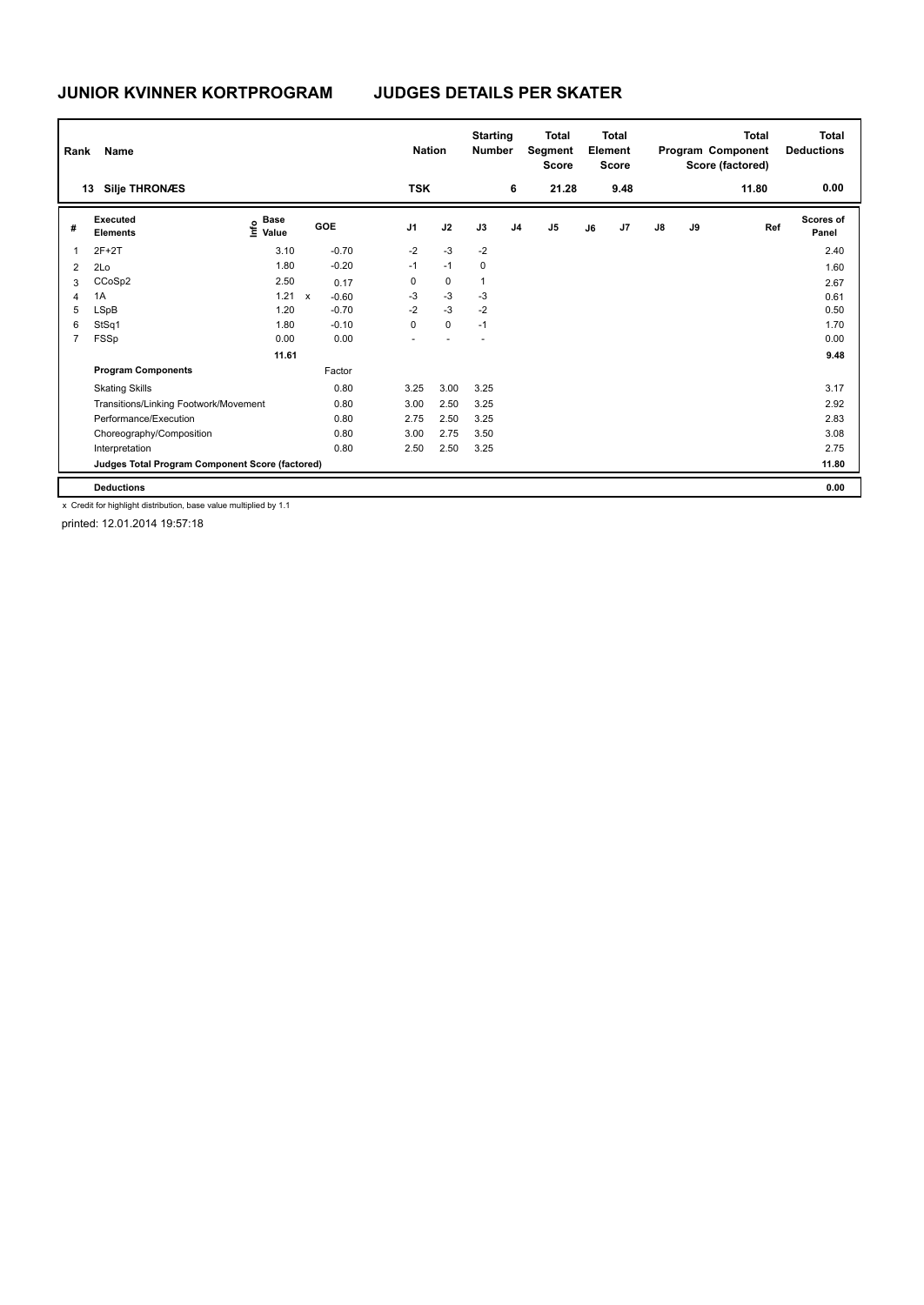# JUNIOR KVINNER KORTPROGRAM    JUDGES DETAILS PER SKATER

| Rank | Name | Nation | Starting Number | Total Segment Score | Total Element Score | Total Program Component Score (factored) | Total Deductions |
|---|---|---|---|---|---|---|---|
| 13 | Silje THRONÆS | TSK | 6 | 21.28 | 9.48 | 11.80 | 0.00 |

| # | Executed Elements | Info | Base Value | | GOE | J1 | J2 | J3 | J4 | J5 | J6 | J7 | J8 | J9 | Ref | Scores of Panel |
|---|---|---|---|---|---|---|---|---|---|---|---|---|---|---|---|---|
| 1 | 2F+2T | | 3.10 | | -0.70 | -2 | -3 | -2 | | | | | | | | 2.40 |
| 2 | 2Lo | | 1.80 | | -0.20 | -1 | -1 | 0 | | | | | | | | 1.60 |
| 3 | CCoSp2 | | 2.50 | | 0.17 | 0 | 0 | 1 | | | | | | | | 2.67 |
| 4 | 1A | | 1.21 | x | -0.60 | -3 | -3 | -3 | | | | | | | | 0.61 |
| 5 | LSpB | | 1.20 | | -0.70 | -2 | -3 | -2 | | | | | | | | 0.50 |
| 6 | StSq1 | | 1.80 | | -0.10 | 0 | 0 | -1 | | | | | | | | 1.70 |
| 7 | FSSp | | 0.00 | | 0.00 | - | - | - | | | | | | | | 0.00 |
| | | | 11.61 | | | | | | | | | | | | | 9.48 |
| | **Program Components** | | | | Factor | | | | | | | | | | | |
| | Skating Skills | | | | 0.80 | 3.25 | 3.00 | 3.25 | | | | | | | | 3.17 |
| | Transitions/Linking Footwork/Movement | | | | 0.80 | 3.00 | 2.50 | 3.25 | | | | | | | | 2.92 |
| | Performance/Execution | | | | 0.80 | 2.75 | 2.50 | 3.25 | | | | | | | | 2.83 |
| | Choreography/Composition | | | | 0.80 | 3.00 | 2.75 | 3.50 | | | | | | | | 3.08 |
| | Interpretation | | | | 0.80 | 2.50 | 2.50 | 3.25 | | | | | | | | 2.75 |
| | **Judges Total Program Component Score (factored)** | | | | | | | | | | | | | | | 11.80 |
| | **Deductions** | | | | | | | | | | | | | | | 0.00 |

x Credit for highlight distribution, base value multiplied by 1.1

printed: 12.01.2014 19:57:18